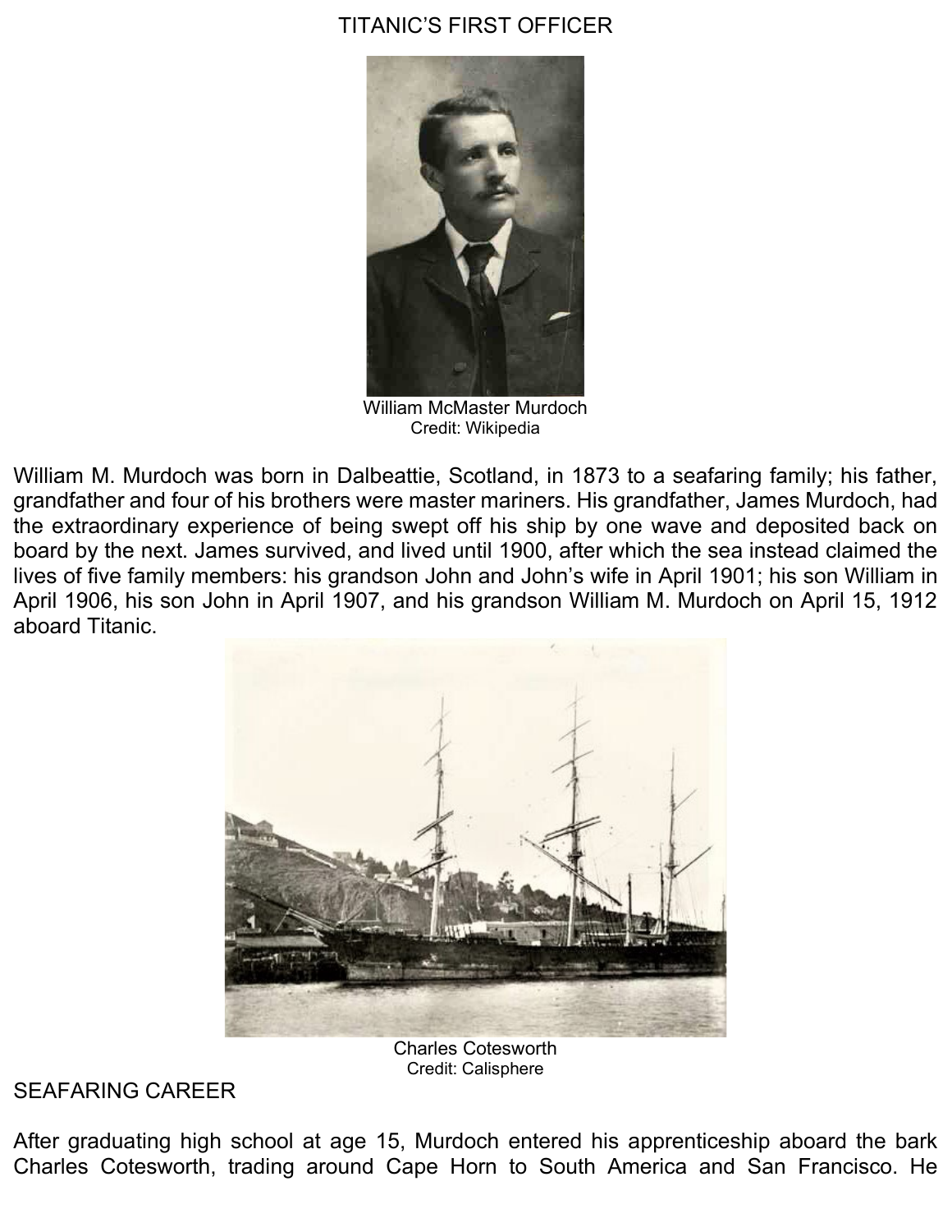# TITANIC'S FIRST OFFICER

William McMaster Murdoch
Credit: Wikipedia

William M. Murdoch was born in Dalbeattie, Scotland, in 1873 to a seafaring family; his father, grandfather and four of his brothers were master mariners. His grandfather, James Murdoch, had the extraordinary experience of being swept off his ship by one wave and deposited back on board by the next. James survived, and lived until 1900, after which the sea instead claimed the lives of five family members: his grandson John and John's wife in April 1901; his son William in April 1906, his son John in April 1907, and his grandson William M. Murdoch on April 15, 1912 aboard Titanic.

Charles Cotesworth
Credit: Calisphere

## SEAFARING CAREER

After graduating high school at age 15, Murdoch entered his apprenticeship aboard the bark Charles Cotesworth, trading around Cape Horn to South America and San Francisco. He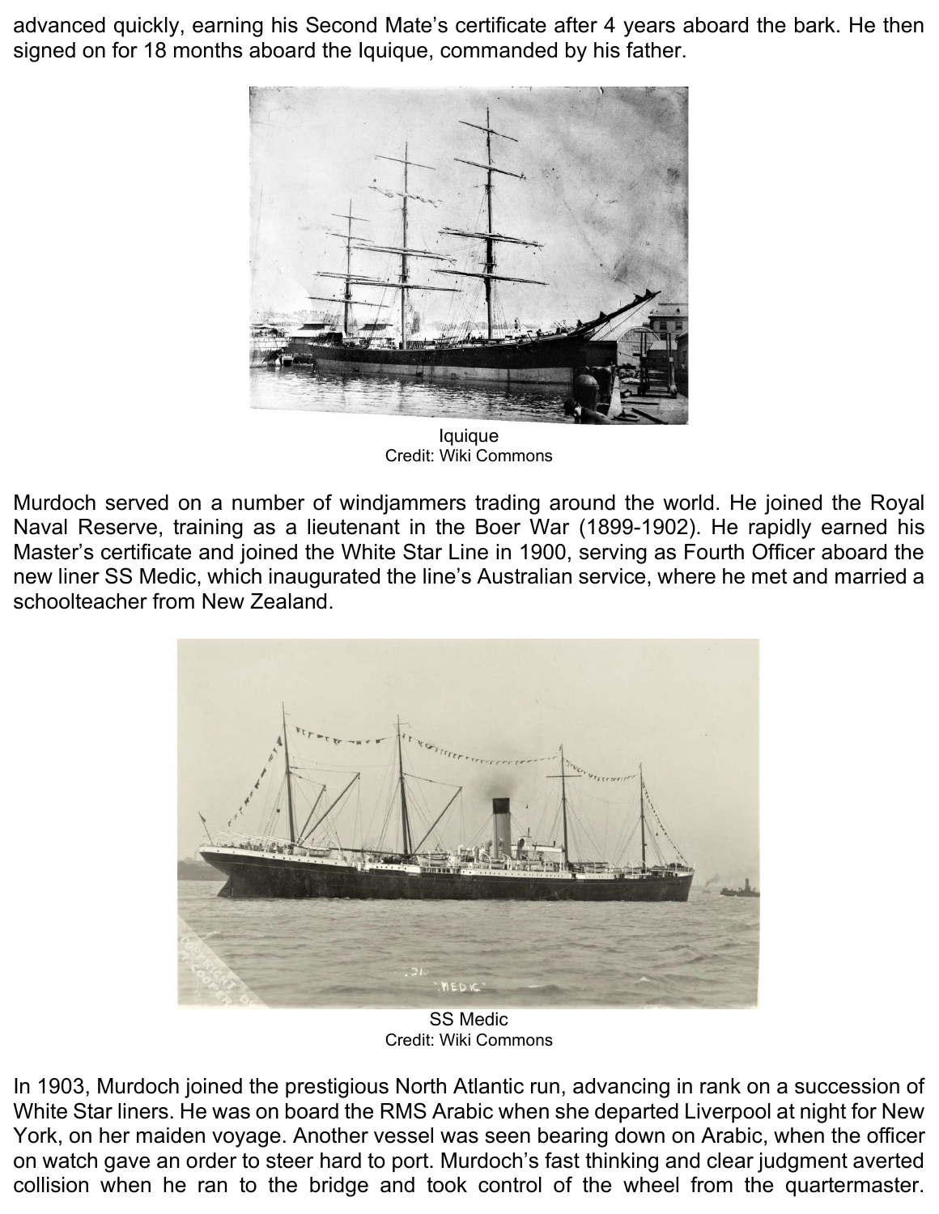advanced quickly, earning his Second Mate's certificate after 4 years aboard the bark. He then signed on for 18 months aboard the Iquique, commanded by his father.

Iquique
Credit: Wiki Commons

Murdoch served on a number of windjammers trading around the world. He joined the Royal Naval Reserve, training as a lieutenant in the Boer War (1899-1902). He rapidly earned his Master's certificate and joined the White Star Line in 1900, serving as Fourth Officer aboard the new liner SS Medic, which inaugurated the line's Australian service, where he met and married a schoolteacher from New Zealand.

SS Medic
Credit: Wiki Commons

In 1903, Murdoch joined the prestigious North Atlantic run, advancing in rank on a succession of White Star liners. He was on board the RMS Arabic when she departed Liverpool at night for New York, on her maiden voyage. Another vessel was seen bearing down on Arabic, when the officer on watch gave an order to steer hard to port. Murdoch's fast thinking and clear judgment averted collision when he ran to the bridge and took control of the wheel from the quartermaster.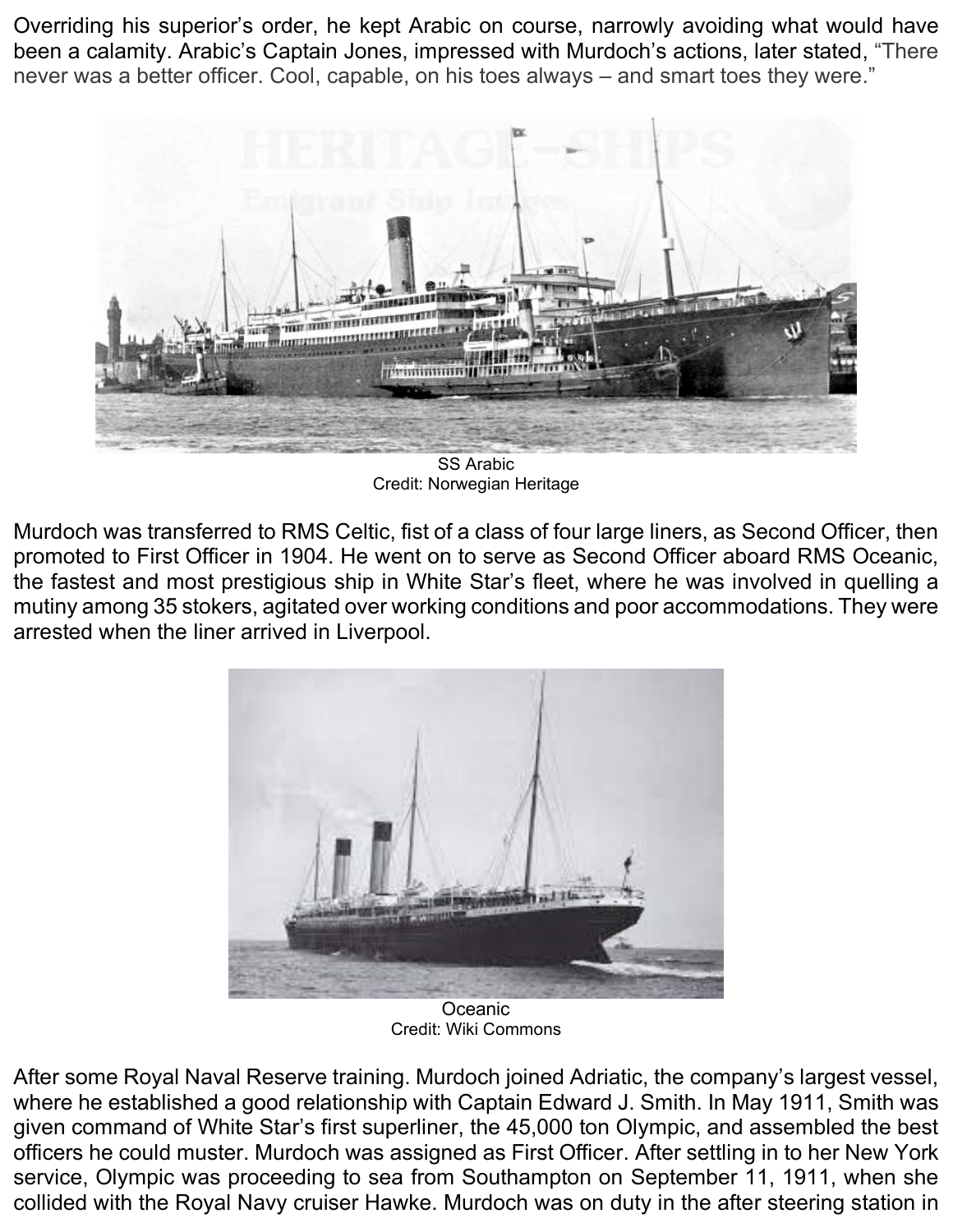Overriding his superior's order, he kept Arabic on course, narrowly avoiding what would have been a calamity. Arabic's Captain Jones, impressed with Murdoch's actions, later stated, "There never was a better officer. Cool, capable, on his toes always – and smart toes they were."

SS Arabic
Credit: Norwegian Heritage

Murdoch was transferred to RMS Celtic, fist of a class of four large liners, as Second Officer, then promoted to First Officer in 1904. He went on to serve as Second Officer aboard RMS Oceanic, the fastest and most prestigious ship in White Star's fleet, where he was involved in quelling a mutiny among 35 stokers, agitated over working conditions and poor accommodations. They were arrested when the liner arrived in Liverpool.

Oceanic
Credit: Wiki Commons

After some Royal Naval Reserve training. Murdoch joined Adriatic, the company's largest vessel, where he established a good relationship with Captain Edward J. Smith. In May 1911, Smith was given command of White Star's first superliner, the 45,000 ton Olympic, and assembled the best officers he could muster. Murdoch was assigned as First Officer. After settling in to her New York service, Olympic was proceeding to sea from Southampton on September 11, 1911, when she collided with the Royal Navy cruiser Hawke. Murdoch was on duty in the after steering station in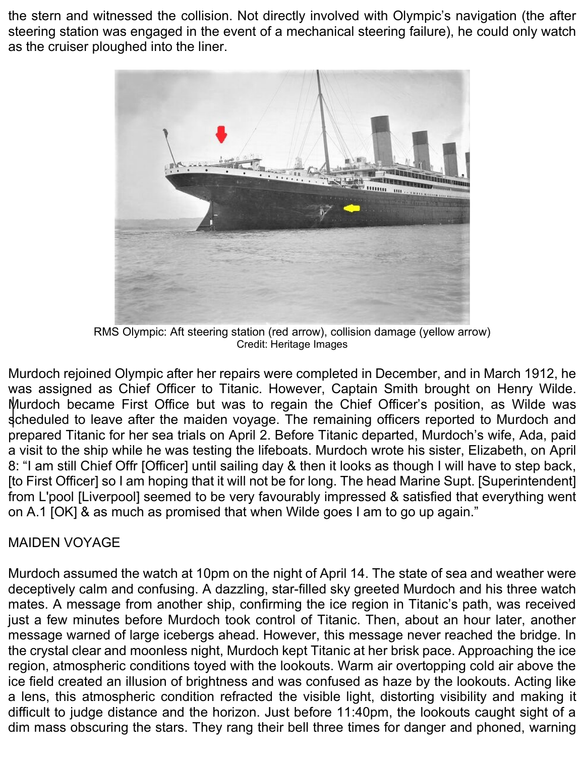the stern and witnessed the collision. Not directly involved with Olympic's navigation (the after steering station was engaged in the event of a mechanical steering failure), he could only watch as the cruiser ploughed into the liner.

RMS Olympic: Aft steering station (red arrow), collision damage (yellow arrow)
Credit: Heritage Images

Murdoch rejoined Olympic after her repairs were completed in December, and in March 1912, he was assigned as Chief Officer to Titanic. However, Captain Smith brought on Henry Wilde. Murdoch became First Office but was to regain the Chief Officer's position, as Wilde was scheduled to leave after the maiden voyage. The remaining officers reported to Murdoch and prepared Titanic for her sea trials on April 2. Before Titanic departed, Murdoch's wife, Ada, paid a visit to the ship while he was testing the lifeboats. Murdoch wrote his sister, Elizabeth, on April 8: "I am still Chief Offr [Officer] until sailing day & then it looks as though I will have to step back, [to First Officer] so I am hoping that it will not be for long. The head Marine Supt. [Superintendent] from L'pool [Liverpool] seemed to be very favourably impressed & satisfied that everything went on A.1 [OK] & as much as promised that when Wilde goes I am to go up again."

## MAIDEN VOYAGE

Murdoch assumed the watch at 10pm on the night of April 14. The state of sea and weather were deceptively calm and confusing. A dazzling, star-filled sky greeted Murdoch and his three watch mates. A message from another ship, confirming the ice region in Titanic's path, was received just a few minutes before Murdoch took control of Titanic. Then, about an hour later, another message warned of large icebergs ahead. However, this message never reached the bridge. In the crystal clear and moonless night, Murdoch kept Titanic at her brisk pace. Approaching the ice region, atmospheric conditions toyed with the lookouts. Warm air overtopping cold air above the ice field created an illusion of brightness and was confused as haze by the lookouts. Acting like a lens, this atmospheric condition refracted the visible light, distorting visibility and making it difficult to judge distance and the horizon. Just before 11:40pm, the lookouts caught sight of a dim mass obscuring the stars. They rang their bell three times for danger and phoned, warning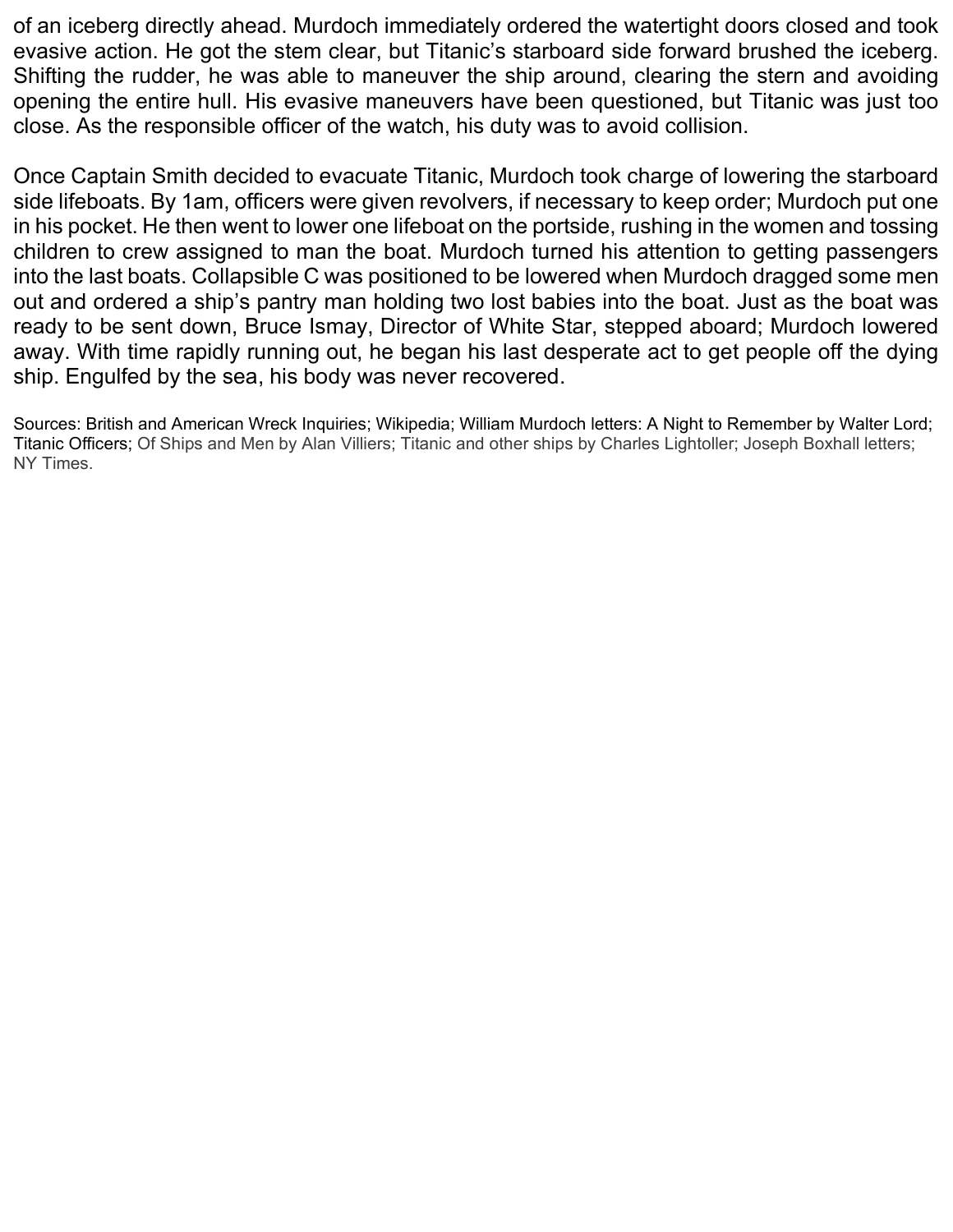of an iceberg directly ahead. Murdoch immediately ordered the watertight doors closed and took evasive action. He got the stem clear, but Titanic's starboard side forward brushed the iceberg. Shifting the rudder, he was able to maneuver the ship around, clearing the stern and avoiding opening the entire hull. His evasive maneuvers have been questioned, but Titanic was just too close. As the responsible officer of the watch, his duty was to avoid collision.

Once Captain Smith decided to evacuate Titanic, Murdoch took charge of lowering the starboard side lifeboats. By 1am, officers were given revolvers, if necessary to keep order; Murdoch put one in his pocket. He then went to lower one lifeboat on the portside, rushing in the women and tossing children to crew assigned to man the boat. Murdoch turned his attention to getting passengers into the last boats. Collapsible C was positioned to be lowered when Murdoch dragged some men out and ordered a ship's pantry man holding two lost babies into the boat. Just as the boat was ready to be sent down, Bruce Ismay, Director of White Star, stepped aboard; Murdoch lowered away. With time rapidly running out, he began his last desperate act to get people off the dying ship. Engulfed by the sea, his body was never recovered.

Sources: British and American Wreck Inquiries; Wikipedia; William Murdoch letters: A Night to Remember by Walter Lord; Titanic Officers; Of Ships and Men by Alan Villiers; Titanic and other ships by Charles Lightoller; Joseph Boxhall letters; NY Times.